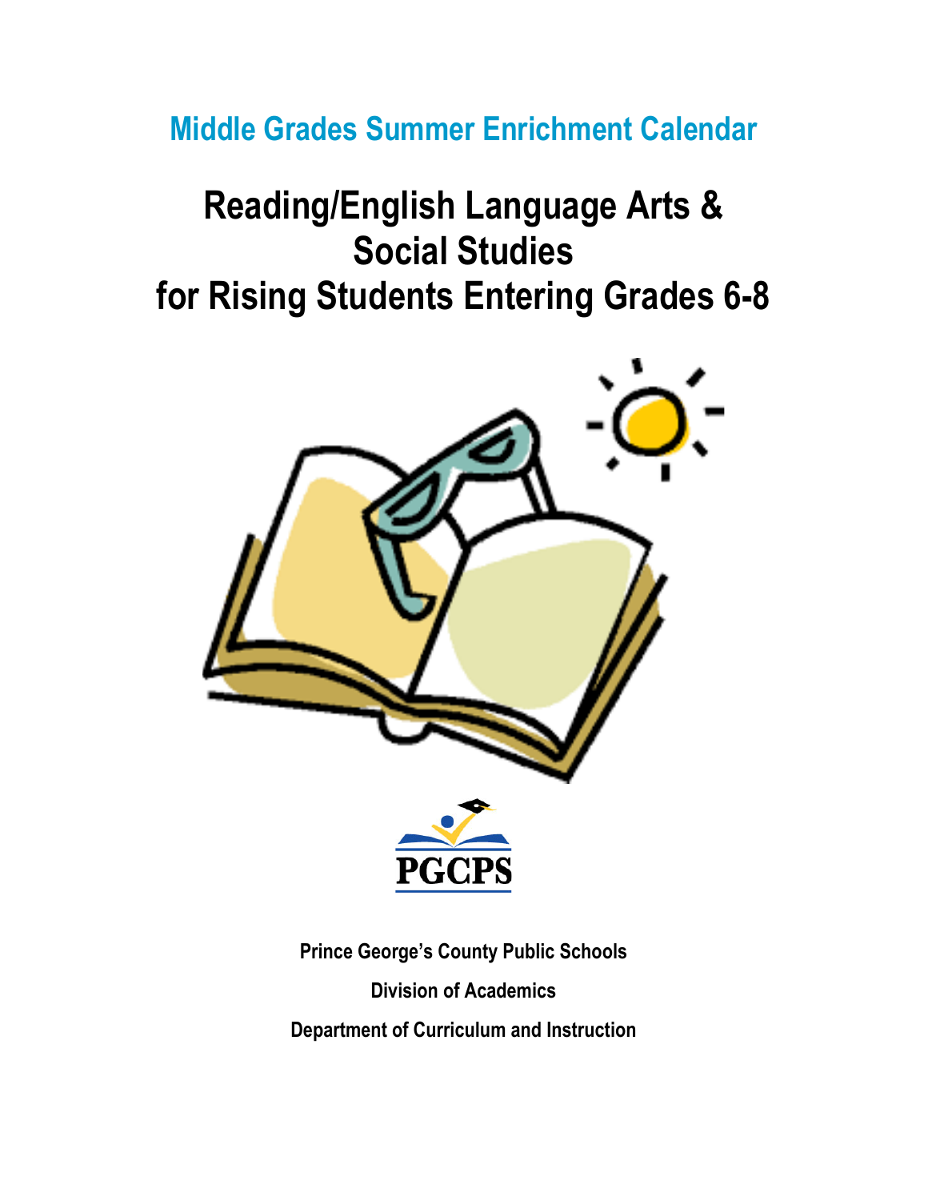## Middle Grades Summer Enrichment Calendar

# Reading/English Language Arts & Social Studies for Rising Students Entering Grades 6-8

PGCPS

**Prince George's County Public Schools**

**Division of Academics**

**Department of Curriculum and Instruction**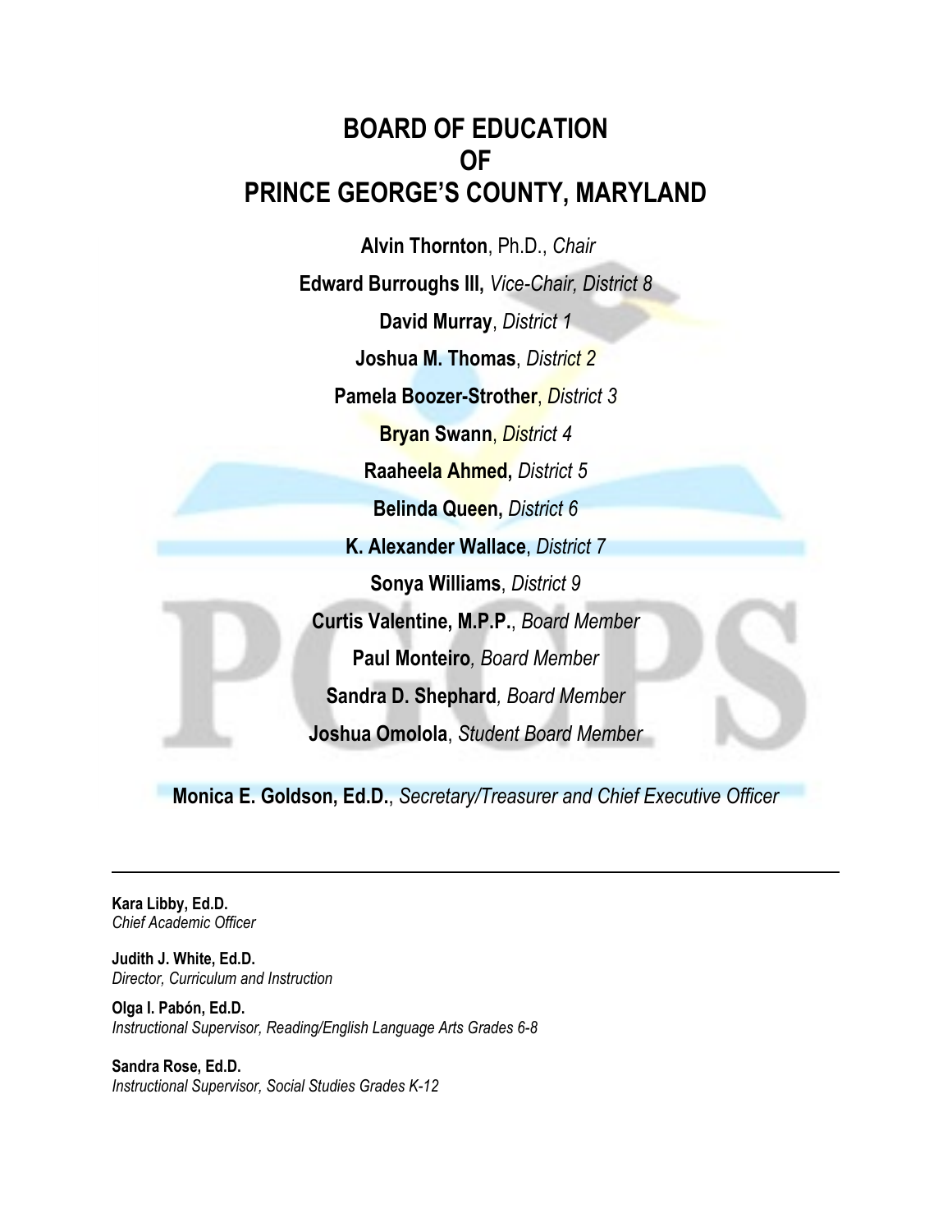# BOARD OF EDUCATION OF PRINCE GEORGE'S COUNTY, MARYLAND

**Alvin Thornton**, Ph.D., *Chair*

**Edward Burroughs III,** *Vice-Chair, District 8*

**David Murray**, *District 1*

**Joshua M. Thomas**, *District 2*

**Pamela Boozer-Strother**, *District 3*

**Bryan Swann**, *District 4*

**Raaheela Ahmed,** *District 5*

**Belinda Queen,** *District 6*

**K. Alexander Wallace**, *District 7*

**Sonya Williams**, *District 9*

**Curtis Valentine, M.P.P.**, *Board Member*

**Paul Monteiro***, Board Member*

**Sandra D. Shephard***, Board Member*

**Joshua Omolola**, *Student Board Member*

**Monica E. Goldson, Ed.D.**, *Secretary/Treasurer and Chief Executive Officer*

---

**Kara Libby, Ed.D.**
*Chief Academic Officer*

**Judith J. White, Ed.D.**
*Director, Curriculum and Instruction*

**Olga I. Pabón, Ed.D.**
*Instructional Supervisor, Reading/English Language Arts Grades 6-8*

**Sandra Rose, Ed.D.**
*Instructional Supervisor, Social Studies Grades K-12*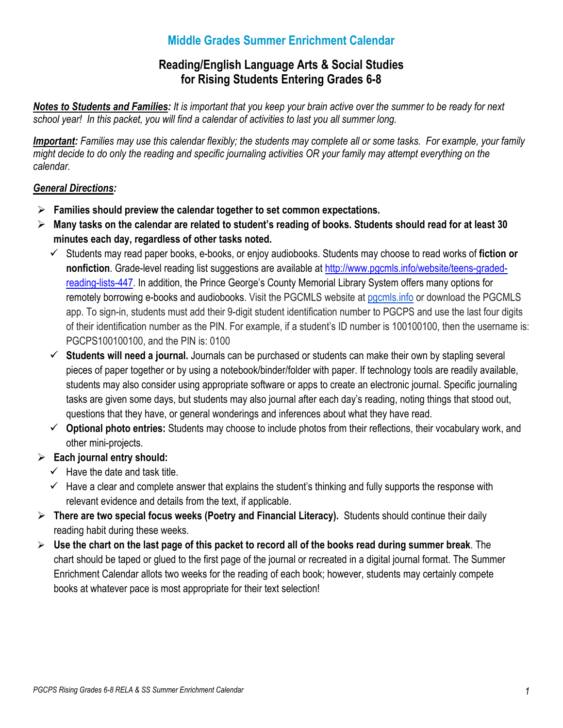# Middle Grades Summer Enrichment Calendar

## Reading/English Language Arts & Social Studies for Rising Students Entering Grades 6-8

***Notes to Students and Families:*** *It is important that you keep your brain active over the summer to be ready for next school year! In this packet, you will find a calendar of activities to last you all summer long.*

***Important:*** *Families may use this calendar flexibly; the students may complete all or some tasks. For example, your family might decide to do only the reading and specific journaling activities OR your family may attempt everything on the calendar.*

***General Directions:***

- **Families should preview the calendar together to set common expectations.**
- **Many tasks on the calendar are related to student's reading of books. Students should read for at least 30 minutes each day, regardless of other tasks noted.**
  - Students may read paper books, e-books, or enjoy audiobooks. Students may choose to read works of **fiction or nonfiction**. Grade-level reading list suggestions are available at [http://www.pgcmls.info/website/teens-graded-reading-lists-447](http://www.pgcmls.info/website/teens-graded-reading-lists-447). In addition, the Prince George's County Memorial Library System offers many options for remotely borrowing e-books and audiobooks. Visit the PGCMLS website at [pgcmls.info](http://pgcmls.info) or download the PGCMLS app. To sign-in, students must add their 9-digit student identification number to PGCPS and use the last four digits of their identification number as the PIN. For example, if a student's ID number is 100100100, then the username is: PGCPS100100100, and the PIN is: 0100
  - **Students will need a journal.** Journals can be purchased or students can make their own by stapling several pieces of paper together or by using a notebook/binder/folder with paper. If technology tools are readily available, students may also consider using appropriate software or apps to create an electronic journal. Specific journaling tasks are given some days, but students may also journal after each day's reading, noting things that stood out, questions that they have, or general wonderings and inferences about what they have read.
  - **Optional photo entries:** Students may choose to include photos from their reflections, their vocabulary work, and other mini-projects.
- **Each journal entry should:**
  - Have the date and task title.
  - Have a clear and complete answer that explains the student's thinking and fully supports the response with relevant evidence and details from the text, if applicable.
- **There are two special focus weeks (Poetry and Financial Literacy).** Students should continue their daily reading habit during these weeks.
- **Use the chart on the last page of this packet to record all of the books read during summer break**. The chart should be taped or glued to the first page of the journal or recreated in a digital journal format. The Summer Enrichment Calendar allots two weeks for the reading of each book; however, students may certainly compete books at whatever pace is most appropriate for their text selection!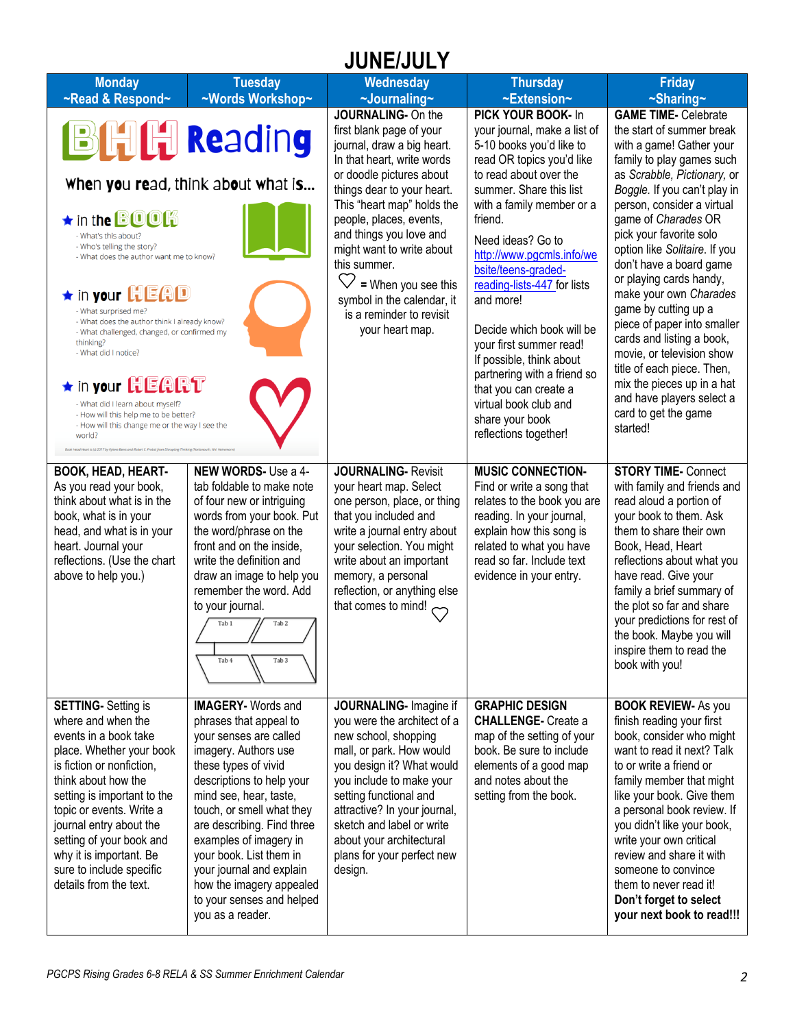# JUNE/JULY

| Monday ~Read & Respond~ | Tuesday ~Words Workshop~ | Wednesday ~Journaling~ | Thursday ~Extension~ | Friday ~Sharing~ |
|---|---|---|---|---|
| **BHH Reading** When you read, think about what is… ★ in the BOOK - What's this about? - Who's telling the story? - What does the author want me to know? ★ in your HEAD - What surprised me? - What does the author think I already know? - What challenged, changed, or confirmed my thinking? - What did I notice? ★ in your HEART - What did I learn about myself? - How will this help me to be better? - How will this change me or the way I see the world? | | **JOURNALING-** On the first blank page of your journal, draw a big heart. In that heart, write words or doodle pictures about things dear to your heart. This "heart map" holds the people, places, events, and things you love and might want to write about this summer. ♡ = When you see this symbol in the calendar, it is a reminder to revisit your heart map. | **PICK YOUR BOOK-** In your journal, make a list of 5-10 books you'd like to read OR topics you'd like to read about over the summer. Share this list with a family member or a friend. Need ideas? Go to http://www.pgcmls.info/website/teens-graded-reading-lists-447 for lists and more! Decide which book will be your first summer read! If possible, think about partnering with a friend so that you can create a virtual book club and share your book reflections together! | **GAME TIME-** Celebrate the start of summer break with a game! Gather your family to play games such as *Scrabble, Pictionary,* or *Boggle.* If you can't play in person, consider a virtual game of *Charades* OR pick your favorite solo option like *Solitaire.* If you don't have a board game or playing cards handy, make your own *Charades* game by cutting up a piece of paper into smaller cards and listing a book, movie, or television show title of each piece. Then, mix the pieces up in a hat and have players select a card to get the game started! |
| **BOOK, HEAD, HEART-** As you read your book, think about what is in the book, what is in your head, and what is in your heart. Journal your reflections. (Use the chart above to help you.) | **NEW WORDS-** Use a 4-tab foldable to make note of four new or intriguing words from your book. Put the word/phrase on the front and on the inside, write the definition and draw an image to help you remember the word. Add to your journal. (Tab 1, Tab 2, Tab 4, Tab 3) | **JOURNALING-** Revisit your heart map. Select one person, place, or thing that you included and write a journal entry about your selection. You might write about an important memory, a personal reflection, or anything else that comes to mind! ♡ | **MUSIC CONNECTION-** Find or write a song that relates to the book you are reading. In your journal, explain how this song is related to what you have read so far. Include text evidence in your entry. | **STORY TIME-** Connect with family and friends and read aloud a portion of your book to them. Ask them to share their own Book, Head, Heart reflections about what you have read. Give your family a brief summary of the plot so far and share your predictions for rest of the book. Maybe you will inspire them to read the book with you! |
| **SETTING-** Setting is where and when the events in a book take place. Whether your book is fiction or nonfiction, think about how the setting is important to the topic or events. Write a journal entry about the setting of your book and why it is important. Be sure to include specific details from the text. | **IMAGERY-** Words and phrases that appeal to your senses are called imagery. Authors use these types of vivid descriptions to help your mind see, hear, taste, touch, or smell what they are describing. Find three examples of imagery in your book. List them in your journal and explain how the imagery appealed to your senses and helped you as a reader. | **JOURNALING-** Imagine if you were the architect of a new school, shopping mall, or park. How would you design it? What would you include to make your setting functional and attractive? In your journal, sketch and label or write about your architectural plans for your perfect new design. | **GRAPHIC DESIGN CHALLENGE-** Create a map of the setting of your book. Be sure to include elements of a good map and notes about the setting from the book. | **BOOK REVIEW-** As you finish reading your first book, consider who might want to read it next? Talk to or write a friend or family member that might like your book. Give them a personal book review. If you didn't like your book, write your own critical review and share it with someone to convince them to never read it! **Don't forget to select your next book to read!!!** |

*PGCPS Rising Grades 6-8 RELA & SS Summer Enrichment Calendar*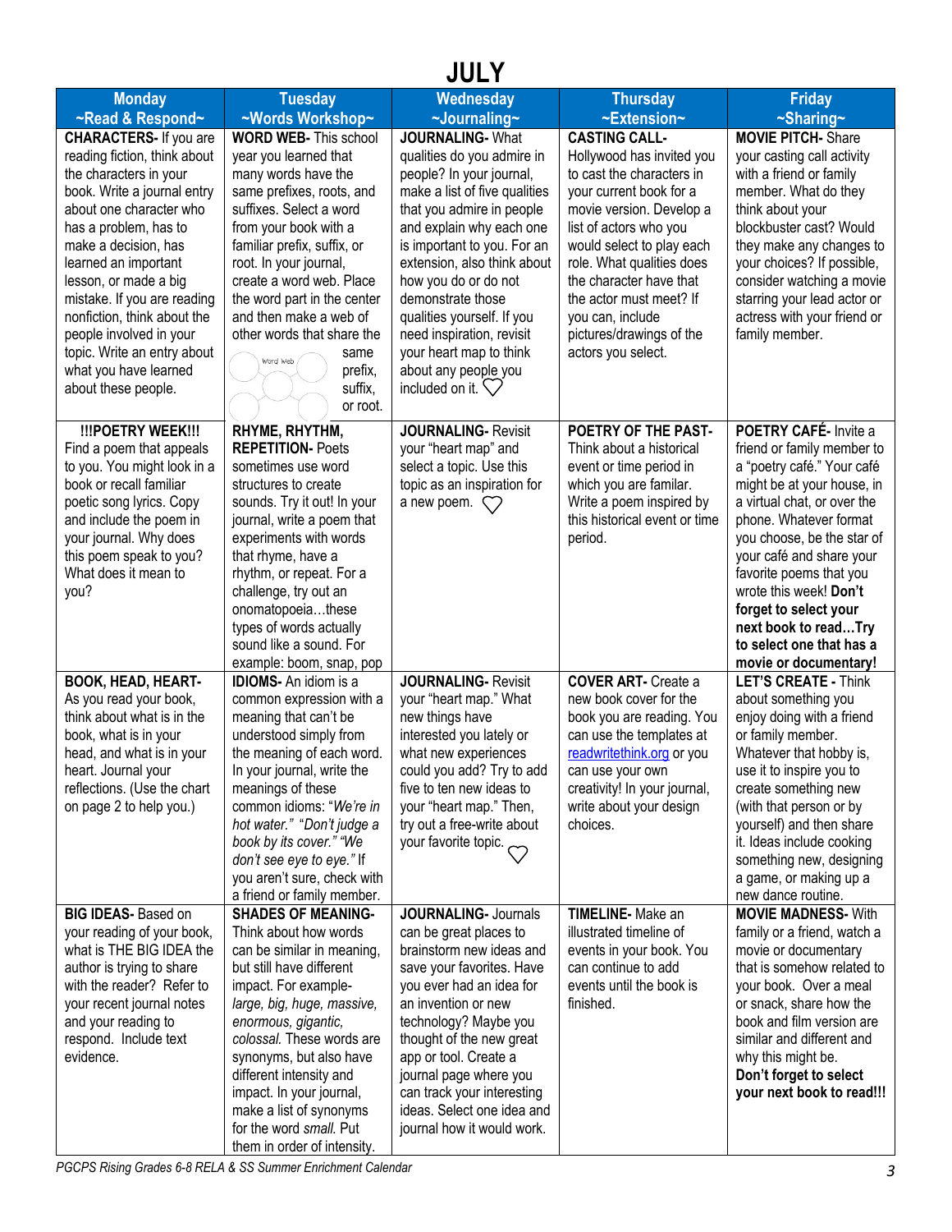# JULY

| Monday ~Read & Respond~ | Tuesday ~Words Workshop~ | Wednesday ~Journaling~ | Thursday ~Extension~ | Friday ~Sharing~ |
|---|---|---|---|---|
| **CHARACTERS-** If you are reading fiction, think about the characters in your book. Write a journal entry about one character who has a problem, has to make a decision, has learned an important lesson, or made a big mistake. If you are reading nonfiction, think about the people involved in your topic. Write an entry about what you have learned about these people. | **WORD WEB-** This school year you learned that many words have the same prefixes, roots, and suffixes. Select a word from your book with a familiar prefix, suffix, or root. In your journal, create a word web. Place the word part in the center and then make a web of other words that share the same prefix, suffix, or root. | **JOURNALING-** What qualities do you admire in people? In your journal, make a list of five qualities that you admire in people and explain why each one is important to you. For an extension, also think about how you do or do not demonstrate those qualities yourself. If you need inspiration, revisit your heart map to think about any people you included on it. ♡ | **CASTING CALL-** Hollywood has invited you to cast the characters in your current book for a movie version. Develop a list of actors who you would select to play each role. What qualities does the character have that the actor must meet? If you can, include pictures/drawings of the actors you select. | **MOVIE PITCH-** Share your casting call activity with a friend or family member. What do they think about your blockbuster cast? Would they make any changes to your choices? If possible, consider watching a movie starring your lead actor or actress with your friend or family member. |
| **!!!POETRY WEEK!!!** Find a poem that appeals to you. You might look in a book or recall familiar poetic song lyrics. Copy and include the poem in your journal. Why does this poem speak to you? What does it mean to you? | **RHYME, RHYTHM, REPETITION-** Poets sometimes use word structures to create sounds. Try it out! In your journal, write a poem that experiments with words that rhyme, have a rhythm, or repeat. For a challenge, try out an onomatopoeia…these types of words actually sound like a sound. For example: boom, snap, pop | **JOURNALING-** Revisit your "heart map" and select a topic. Use this topic as an inspiration for a new poem. ♡ | **POETRY OF THE PAST-** Think about a historical event or time period in which you are familar. Write a poem inspired by this historical event or time period. | **POETRY CAFÉ-** Invite a friend or family member to a "poetry café." Your café might be at your house, in a virtual chat, or over the phone. Whatever format you choose, be the star of your café and share your favorite poems that you wrote this week! **Don't forget to select your next book to read…Try to select one that has a movie or documentary!** |
| **BOOK, HEAD, HEART-** As you read your book, think about what is in the book, what is in your head, and what is in your heart. Journal your reflections. (Use the chart on page 2 to help you.) | **IDIOMS-** An idiom is a common expression with a meaning that can't be understood simply from the meaning of each word. In your journal, write the meanings of these common idioms: "*We're in hot water.*" "*Don't judge a book by its cover.*" "*We don't see eye to eye.*" If you aren't sure, check with a friend or family member. | **JOURNALING-** Revisit your "heart map." What new things have interested you lately or what new experiences could you add? Try to add five to ten new ideas to your "heart map." Then, try out a free-write about your favorite topic. ♡ | **COVER ART-** Create a new book cover for the book you are reading. You can use the templates at readwritethink.org or you can use your own creativity! In your journal, write about your design choices. | **LET'S CREATE -** Think about something you enjoy doing with a friend or family member. Whatever that hobby is, use it to inspire you to create something new (with that person or by yourself) and then share it. Ideas include cooking something new, designing a game, or making up a new dance routine. |
| **BIG IDEAS-** Based on your reading of your book, what is THE BIG IDEA the author is trying to share with the reader? Refer to your recent journal notes and your reading to respond. Include text evidence. | **SHADES OF MEANING-** Think about how words can be similar in meaning, but still have different impact. For example- *large, big, huge, massive, enormous, gigantic, colossal.* These words are synonyms, but also have different intensity and impact. In your journal, make a list of synonyms for the word *small.* Put them in order of intensity. | **JOURNALING-** Journals can be great places to brainstorm new ideas and save your favorites. Have you ever had an idea for an invention or new technology? Maybe you thought of the new great app or tool. Create a journal page where you can track your interesting ideas. Select one idea and journal how it would work. | **TIMELINE-** Make an illustrated timeline of events in your book. You can continue to add events until the book is finished. | **MOVIE MADNESS-** With family or a friend, watch a movie or documentary that is somehow related to your book. Over a meal or snack, share how the book and film version are similar and different and why this might be. **Don't forget to select your next book to read!!!** |

PGCPS Rising Grades 6-8 RELA & SS Summer Enrichment Calendar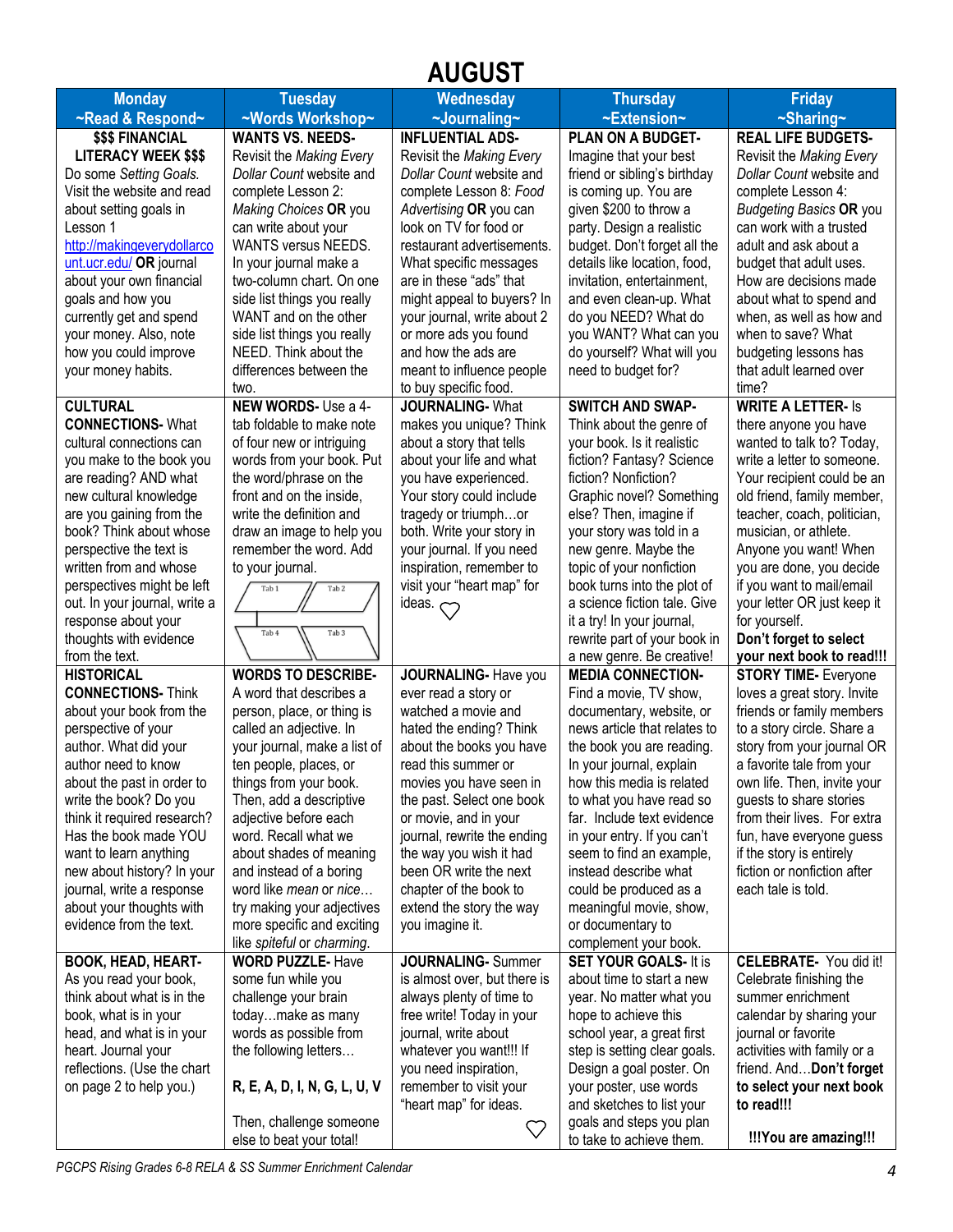# AUGUST

| Monday ~Read & Respond~ | Tuesday ~Words Workshop~ | Wednesday ~Journaling~ | Thursday ~Extension~ | Friday ~Sharing~ |
|---|---|---|---|---|
| **$$$ FINANCIAL LITERACY WEEK $$$** Do some *Setting Goals.* Visit the website and read about setting goals in Lesson 1 http://makingeverydollarcount.ucr.edu/ **OR** journal about your own financial goals and how you currently get and spend your money. Also, note how you could improve your money habits. | **WANTS VS. NEEDS-** Revisit the *Making Every Dollar Count* website and complete Lesson 2: *Making Choices* **OR** you can write about your WANTS versus NEEDS. In your journal make a two-column chart. On one side list things you really WANT and on the other side list things you really NEED. Think about the differences between the two. | **INFLUENTIAL ADS-** Revisit the *Making Every Dollar Count* website and complete Lesson 8: *Food Advertising* **OR** you can look on TV for food or restaurant advertisements. What specific messages are in these "ads" that might appeal to buyers? In your journal, write about 2 or more ads you found and how the ads are meant to influence people to buy specific food. | **PLAN ON A BUDGET-** Imagine that your best friend or sibling's birthday is coming up. You are given $200 to throw a party. Design a realistic budget. Don't forget all the details like location, food, invitation, entertainment, and even clean-up. What do you NEED? What do you WANT? What can you do yourself? What will you need to budget for? | **REAL LIFE BUDGETS-** Revisit the *Making Every Dollar Count* website and complete Lesson 4: *Budgeting Basics* **OR** you can work with a trusted adult and ask about a budget that adult uses. How are decisions made about what to spend and when, as well as how and when to save? What budgeting lessons has that adult learned over time? |
| **CULTURAL CONNECTIONS-** What cultural connections can you make to the book you are reading? AND what new cultural knowledge are you gaining from the book? Think about whose perspective the text is written from and whose perspectives might be left out. In your journal, write a response about your thoughts with evidence from the text. | **NEW WORDS-** Use a 4-tab foldable to make note of four new or intriguing words from your book. Put the word/phrase on the front and on the inside, write the definition and draw an image to help you remember the word. Add to your journal. (Tab 1, Tab 2, Tab 3, Tab 4) | **JOURNALING-** What makes you unique? Think about a story that tells about your life and what you have experienced. Your story could include tragedy or triumph…or both. Write your story in your journal. If you need inspiration, remember to visit your "heart map" for ideas. ♡ | **SWITCH AND SWAP-** Think about the genre of your book. Is it realistic fiction? Fantasy? Science fiction? Nonfiction? Graphic novel? Something else? Then, imagine if your story was told in a new genre. Maybe the topic of your nonfiction book turns into the plot of a science fiction tale. Give it a try! In your journal, rewrite part of your book in a new genre. Be creative! | **WRITE A LETTER-** Is there anyone you have wanted to talk to? Today, write a letter to someone. Your recipient could be an old friend, family member, teacher, coach, politician, musician, or athlete. Anyone you want! When you are done, you decide if you want to mail/email your letter OR just keep it for yourself. **Don't forget to select your next book to read!!!** |
| **HISTORICAL CONNECTIONS-** Think about your book from the perspective of your author. What did your author need to know about the past in order to write the book? Do you think it required research? Has the book made YOU want to learn anything new about history? In your journal, write a response about your thoughts with evidence from the text. | **WORDS TO DESCRIBE-** A word that describes a person, place, or thing is called an adjective. In your journal, make a list of ten people, places, or things from your book. Then, add a descriptive adjective before each word. Recall what we learned about shades of meaning and instead of a boring word like *mean* or *nice*… try making your adjectives more specific and exciting like *spiteful* or *charming*. | **JOURNALING-** Have you ever read a story or watched a movie and hated the ending? Think about the books you have read this summer or movies you have seen in the past. Select one book or movie, and in your journal, rewrite the ending the way you wish it had been OR write the next chapter of the book to extend the story the way you imagine it. | **MEDIA CONNECTION-** Find a movie, TV show, documentary, website, or news article that relates to the book you are reading. In your journal, explain how this media is related to what you have read so far. Include text evidence in your entry. If you can't seem to find an example, instead describe what could be produced as a meaningful movie, show, or documentary to complement your book. | **STORY TIME-** Everyone loves a great story. Invite friends or family members to a story circle. Share a story from your journal OR a favorite tale from your own life. Then, invite your guests to share stories from their lives. For extra fun, have everyone guess if the story is entirely fiction or nonfiction after each tale is told. |
| **BOOK, HEAD, HEART-** As you read your book, think about what is in the book, what is in your head, and what is in your heart. Journal your reflections. (Use the chart on page 2 to help you.) | **WORD PUZZLE-** Have some fun while you challenge your brain today…make as many words as possible from the following letters… **R, E, A, D, I, N, G, L, U, V** Then, challenge someone else to beat your total! | **JOURNALING-** Summer is almost over, but there is always plenty of time to free write! Today in your journal, write about whatever you want!!! If you need inspiration, remember to visit your "heart map" for ideas. ♡ | **SET YOUR GOALS-** It is about time to start a new year. No matter what you hope to achieve this school year, a great first step is setting clear goals. Design a goal poster. On your poster, use words and sketches to list your goals and steps you plan to take to achieve them. | **CELEBRATE-** You did it! Celebrate finishing the summer enrichment calendar by sharing your journal or favorite activities with family or a friend. And…**Don't forget to select your next book to read!!!** **!!!You are amazing!!!** |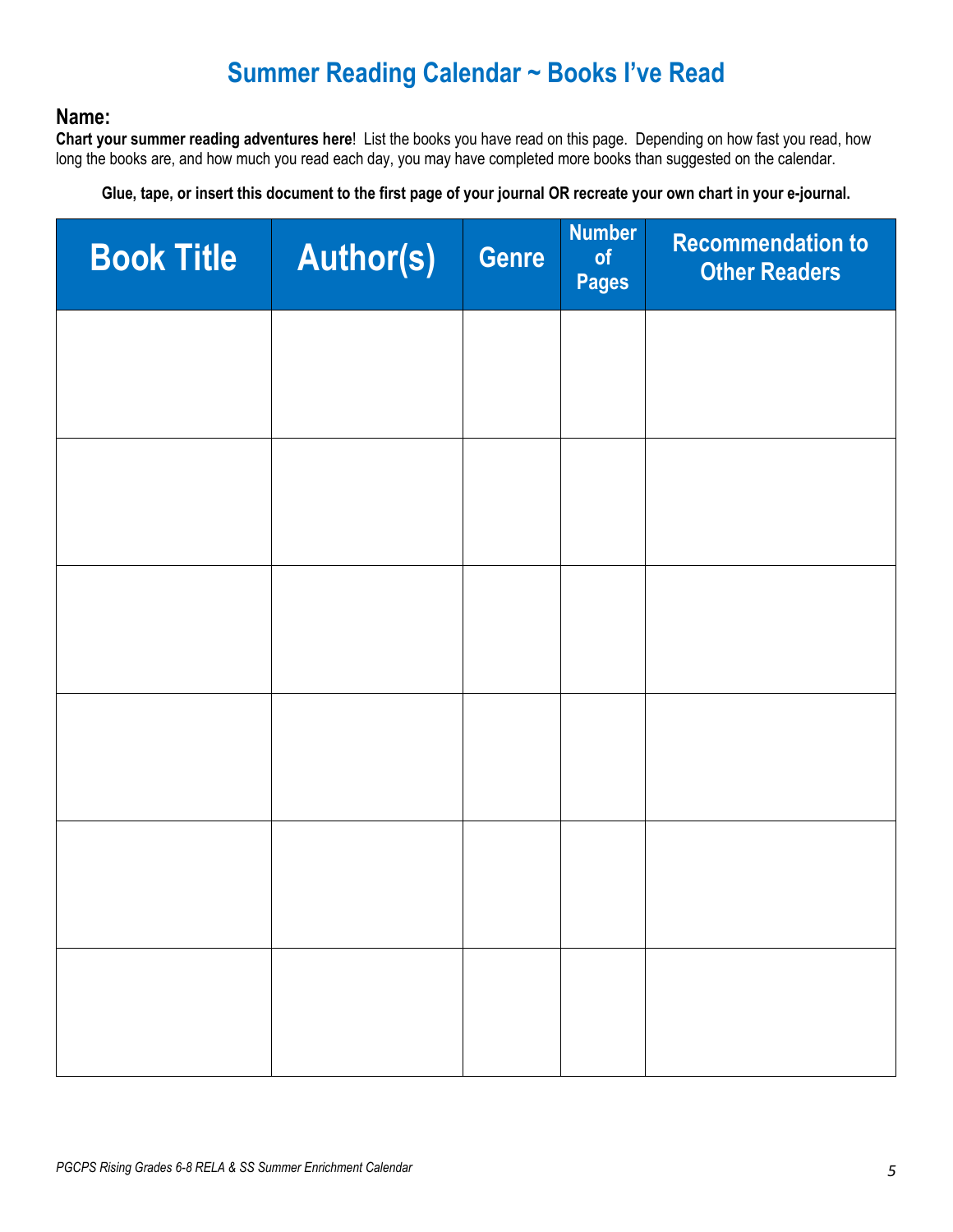# Summer Reading Calendar ~ Books I've Read

**Name:**

**Chart your summer reading adventures here**! List the books you have read on this page. Depending on how fast you read, how long the books are, and how much you read each day, you may have completed more books than suggested on the calendar.

**Glue, tape, or insert this document to the first page of your journal OR recreate your own chart in your e-journal.**

| Book Title | Author(s) | Genre | Number of Pages | Recommendation to Other Readers |
|---|---|---|---|---|
| | | | | |
| | | | | |
| | | | | |
| | | | | |
| | | | | |
| | | | | |